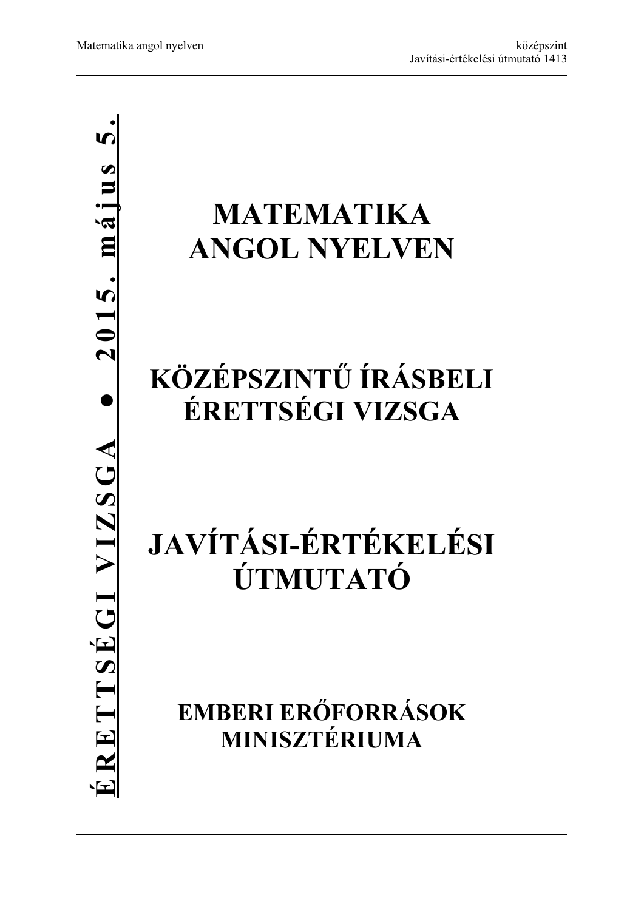**ÉRETTSÉGI VIZSGA • 2015. május 5.**

# MATEMATIKA ANGOL NYELVEN

# KÖZÉPSZINTŰ ÍRÁSBELI ÉRETTSÉGI VIZSGA

# JAVÍTÁSI-ÉRTÉKELÉSI ÚTMUTATÓ

## EMBERI ERŐFORRÁSOK MINISZTÉRIUMA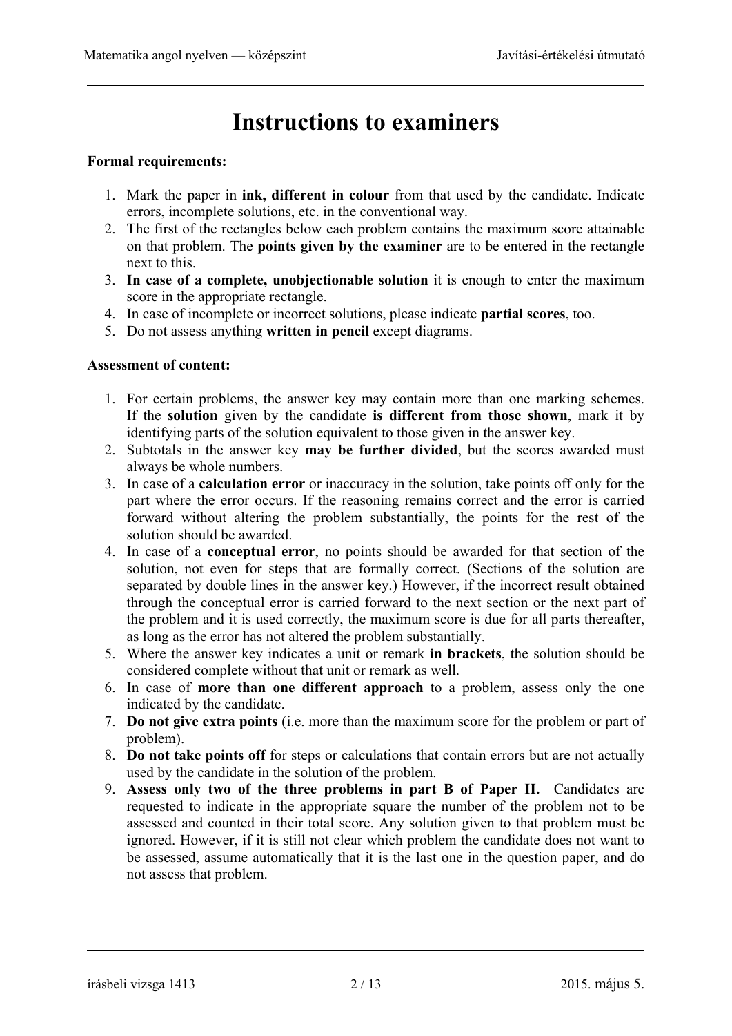# Instructions to examiners

**Formal requirements:**

1. Mark the paper in **ink, different in colour** from that used by the candidate. Indicate errors, incomplete solutions, etc. in the conventional way.
2. The first of the rectangles below each problem contains the maximum score attainable on that problem. The **points given by the examiner** are to be entered in the rectangle next to this.
3. **In case of a complete, unobjectionable solution** it is enough to enter the maximum score in the appropriate rectangle.
4. In case of incomplete or incorrect solutions, please indicate **partial scores**, too.
5. Do not assess anything **written in pencil** except diagrams.

**Assessment of content:**

1. For certain problems, the answer key may contain more than one marking schemes. If the **solution** given by the candidate **is different from those shown**, mark it by identifying parts of the solution equivalent to those given in the answer key.
2. Subtotals in the answer key **may be further divided**, but the scores awarded must always be whole numbers.
3. In case of a **calculation error** or inaccuracy in the solution, take points off only for the part where the error occurs. If the reasoning remains correct and the error is carried forward without altering the problem substantially, the points for the rest of the solution should be awarded.
4. In case of a **conceptual error**, no points should be awarded for that section of the solution, not even for steps that are formally correct. (Sections of the solution are separated by double lines in the answer key.) However, if the incorrect result obtained through the conceptual error is carried forward to the next section or the next part of the problem and it is used correctly, the maximum score is due for all parts thereafter, as long as the error has not altered the problem substantially.
5. Where the answer key indicates a unit or remark **in brackets**, the solution should be considered complete without that unit or remark as well.
6. In case of **more than one different approach** to a problem, assess only the one indicated by the candidate.
7. **Do not give extra points** (i.e. more than the maximum score for the problem or part of problem).
8. **Do not take points off** for steps or calculations that contain errors but are not actually used by the candidate in the solution of the problem.
9. **Assess only two of the three problems in part B of Paper II.** Candidates are requested to indicate in the appropriate square the number of the problem not to be assessed and counted in their total score. Any solution given to that problem must be ignored. However, if it is still not clear which problem the candidate does not want to be assessed, assume automatically that it is the last one in the question paper, and do not assess that problem.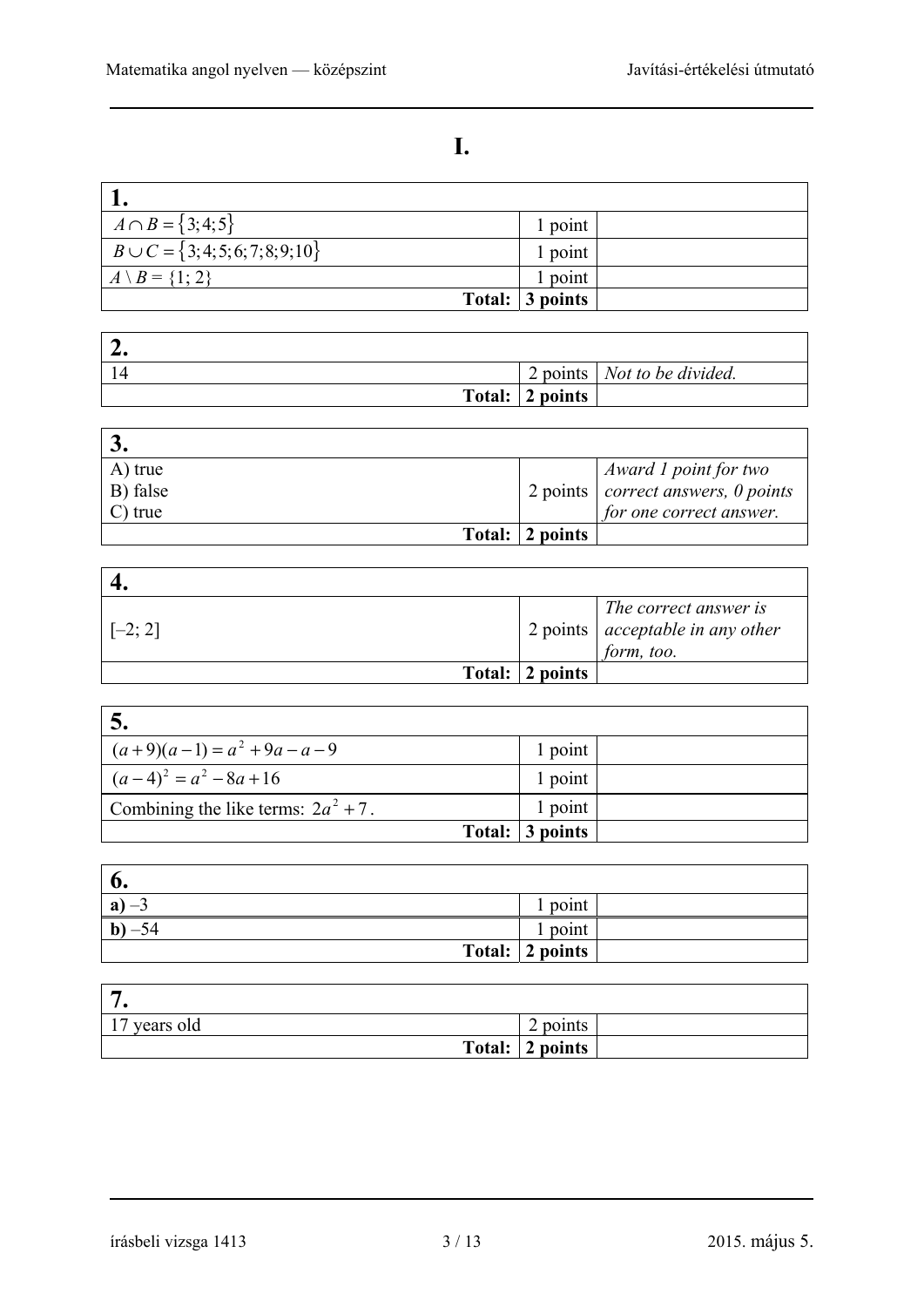# I.

| 1. | | |
|---|---|---|
| $A \cap B = \{3;4;5\}$ | 1 point | |
| $B \cup C = \{3;4;5;6;7;8;9;10\}$ | 1 point | |
| $A \setminus B = \{1; 2\}$ | 1 point | |
| **Total:** | **3 points** | |

| 2. | | |
|---|---|---|
| 14 | 2 points | *Not to be divided.* |
| **Total:** | **2 points** | |

| 3. | | |
|---|---|---|
| A) true<br>B) false<br>C) true | 2 points | *Award 1 point for two correct answers, 0 points for one correct answer.* |
| **Total:** | **2 points** | |

| 4. | | |
|---|---|---|
| [–2; 2] | 2 points | *The correct answer is acceptable in any other form, too.* |
| **Total:** | **2 points** | |

| 5. | | |
|---|---|---|
| $(a+9)(a-1) = a^2 + 9a - a - 9$ | 1 point | |
| $(a-4)^2 = a^2 - 8a + 16$ | 1 point | |
| Combining the like terms: $2a^2 + 7$. | 1 point | |
| **Total:** | **3 points** | |

| 6. | | |
|---|---|---|
| **a)** –3 | 1 point | |
| **b)** –54 | 1 point | |
| **Total:** | **2 points** | |

| 7. | | |
|---|---|---|
| 17 years old | 2 points | |
| **Total:** | **2 points** | |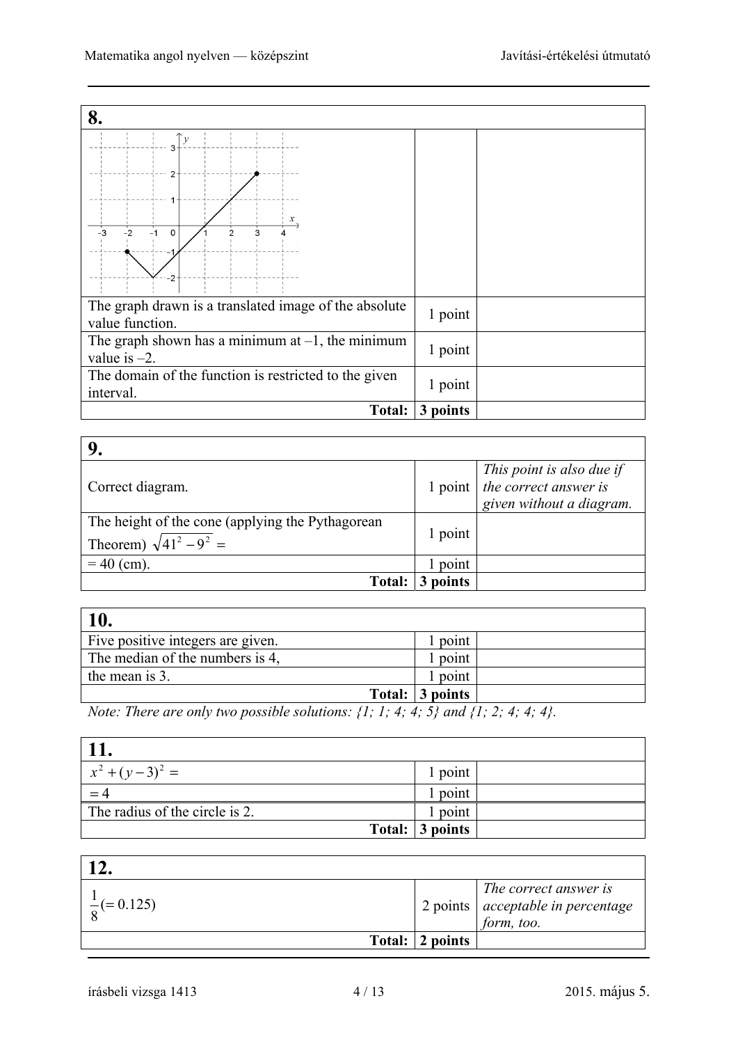## 8.

| | | |
|---|---|---|
| The graph drawn is a translated image of the absolute value function. | 1 point | |
| The graph shown has a minimum at –1, the minimum value is –2. | 1 point | |
| The domain of the function is restricted to the given interval. | 1 point | |
| **Total:** | **3 points** | |

## 9.

| | | |
|---|---|---|
| Correct diagram. | 1 point | *This point is also due if the correct answer is given without a diagram.* |
| The height of the cone (applying the Pythagorean Theorem) $\sqrt{41^2 - 9^2} =$ | 1 point | |
| $= 40$ (cm). | 1 point | |
| **Total:** | **3 points** | |

## 10.

| | | |
|---|---|---|
| Five positive integers are given. | 1 point | |
| The median of the numbers is 4, | 1 point | |
| the mean is 3. | 1 point | |
| **Total:** | **3 points** | |

*Note: There are only two possible solutions: {1; 1; 4; 4; 5} and {1; 2; 4; 4; 4}.*

## 11.

| | | |
|---|---|---|
| $x^2 + (y-3)^2 =$ | 1 point | |
| $= 4$ | 1 point | |
| The radius of the circle is 2. | 1 point | |
| **Total:** | **3 points** | |

## 12.

| | | |
|---|---|---|
| $\frac{1}{8} (= 0.125)$ | 2 points | *The correct answer is acceptable in percentage form, too.* |
| **Total:** | **2 points** | |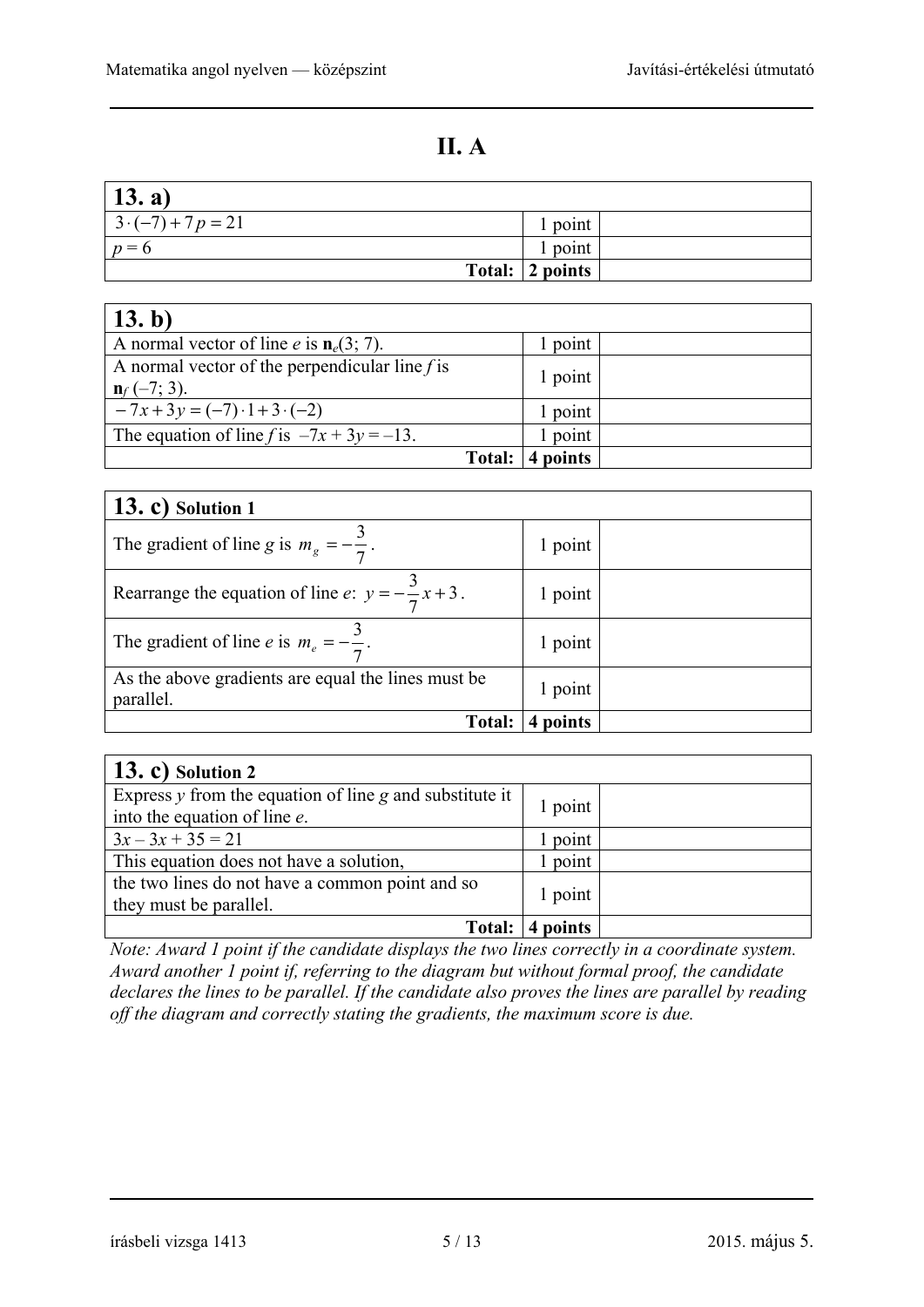# II. A

| 13. a) | | |
|---|---|---|
| $3 \cdot (-7) + 7p = 21$ | 1 point | |
| $p = 6$ | 1 point | |
| **Total:** | **2 points** | |

| 13. b) | | |
|---|---|---|
| A normal vector of line $e$ is $\mathbf{n}_e(3; 7)$. | 1 point | |
| A normal vector of the perpendicular line $f$ is $\mathbf{n}_f(-7; 3)$. | 1 point | |
| $-7x + 3y = (-7) \cdot 1 + 3 \cdot (-2)$ | 1 point | |
| The equation of line $f$ is $-7x + 3y = -13$. | 1 point | |
| **Total:** | **4 points** | |

| 13. c) **Solution 1** | | |
|---|---|---|
| The gradient of line $g$ is $m_g = -\frac{3}{7}$. | 1 point | |
| Rearrange the equation of line $e$: $y = -\frac{3}{7}x + 3$. | 1 point | |
| The gradient of line $e$ is $m_e = -\frac{3}{7}$. | 1 point | |
| As the above gradients are equal the lines must be parallel. | 1 point | |
| **Total:** | **4 points** | |

| 13. c) **Solution 2** | | |
|---|---|---|
| Express $y$ from the equation of line $g$ and substitute it into the equation of line $e$. | 1 point | |
| $3x - 3x + 35 = 21$ | 1 point | |
| This equation does not have a solution, | 1 point | |
| the two lines do not have a common point and so they must be parallel. | 1 point | |
| **Total:** | **4 points** | |

*Note: Award 1 point if the candidate displays the two lines correctly in a coordinate system. Award another 1 point if, referring to the diagram but without formal proof, the candidate declares the lines to be parallel. If the candidate also proves the lines are parallel by reading off the diagram and correctly stating the gradients, the maximum score is due.*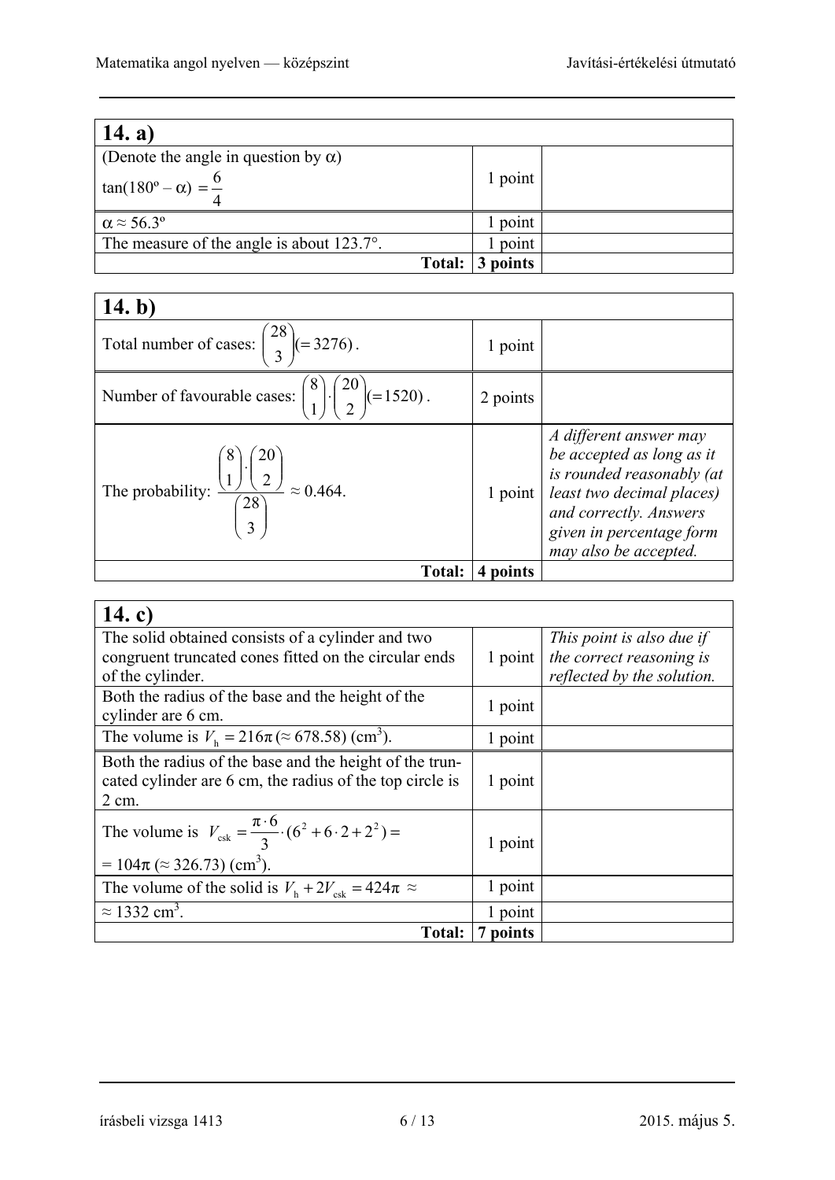| 14. a) | | |
|---|---|---|
| (Denote the angle in question by $\alpha$) $\tan(180^\circ - \alpha) = \dfrac{6}{4}$ | 1 point | |
| $\alpha \approx 56.3^\circ$ | 1 point | |
| The measure of the angle is about 123.7°. | 1 point | |
| **Total:** | **3 points** | |

| 14. b) | | |
|---|---|---|
| Total number of cases: $\binom{28}{3} (= 3276)$. | 1 point | |
| Number of favourable cases: $\binom{8}{1} \cdot \binom{20}{2} (= 1520)$. | 2 points | |
| The probability: $\dfrac{\binom{8}{1} \cdot \binom{20}{2}}{\binom{28}{3}} \approx 0.464$. | 1 point | *A different answer may be accepted as long as it is rounded reasonably (at least two decimal places) and correctly. Answers given in percentage form may also be accepted.* |
| **Total:** | **4 points** | |

| 14. c) | | |
|---|---|---|
| The solid obtained consists of a cylinder and two congruent truncated cones fitted on the circular ends of the cylinder. | 1 point | *This point is also due if the correct reasoning is reflected by the solution.* |
| Both the radius of the base and the height of the cylinder are 6 cm. | 1 point | |
| The volume is $V_h = 216\pi \, (\approx 678.58)$ (cm³). | 1 point | |
| Both the radius of the base and the height of the truncated cylinder are 6 cm, the radius of the top circle is 2 cm. | 1 point | |
| The volume is $V_{csk} = \dfrac{\pi \cdot 6}{3} \cdot (6^2 + 6 \cdot 2 + 2^2) =$ $= 104\pi \, (\approx 326.73)$ (cm³). | 1 point | |
| The volume of the solid is $V_h + 2V_{csk} = 424\pi \approx$ | 1 point | |
| $\approx 1332$ cm³. | 1 point | |
| **Total:** | **7 points** | |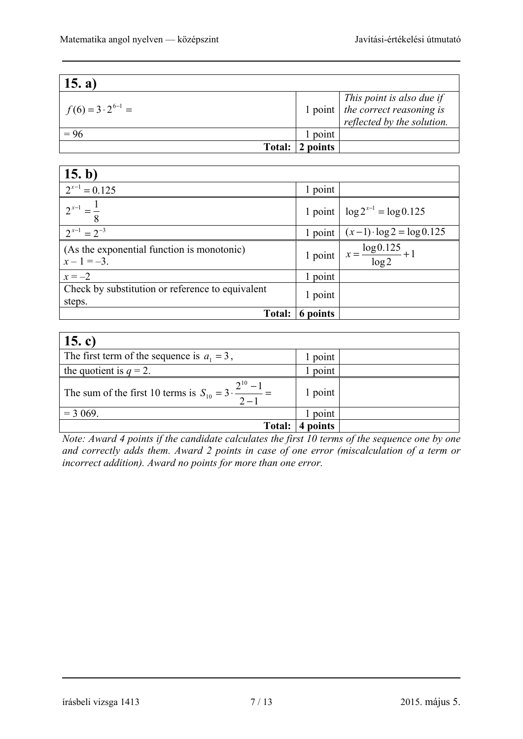| **15. a)** | | |
|---|---|---|
| $f(6) = 3 \cdot 2^{6-1} =$ | 1 point | *This point is also due if the correct reasoning is reflected by the solution.* |
| $= 96$ | 1 point | |
| **Total:** | **2 points** | |

| **15. b)** | | |
|---|---|---|
| $2^{x-1} = 0.125$ | 1 point | |
| $2^{x-1} = \frac{1}{8}$ | 1 point | $\log 2^{x-1} = \log 0.125$ |
| $2^{x-1} = 2^{-3}$ | 1 point | $(x-1) \cdot \log 2 = \log 0.125$ |
| (As the exponential function is monotonic) $x - 1 = -3$. | 1 point | $x = \frac{\log 0.125}{\log 2} + 1$ |
| $x = -2$ | 1 point | |
| Check by substitution or reference to equivalent steps. | 1 point | |
| **Total:** | **6 points** | |

| **15. c)** | | |
|---|---|---|
| The first term of the sequence is $a_1 = 3$, | 1 point | |
| the quotient is $q = 2$. | 1 point | |
| The sum of the first 10 terms is $S_{10} = 3 \cdot \frac{2^{10} - 1}{2 - 1} =$ | 1 point | |
| $= 3\,069$. | 1 point | |
| **Total:** | **4 points** | |

*Note: Award 4 points if the candidate calculates the first 10 terms of the sequence one by one and correctly adds them. Award 2 points in case of one error (miscalculation of a term or incorrect addition). Award no points for more than one error.*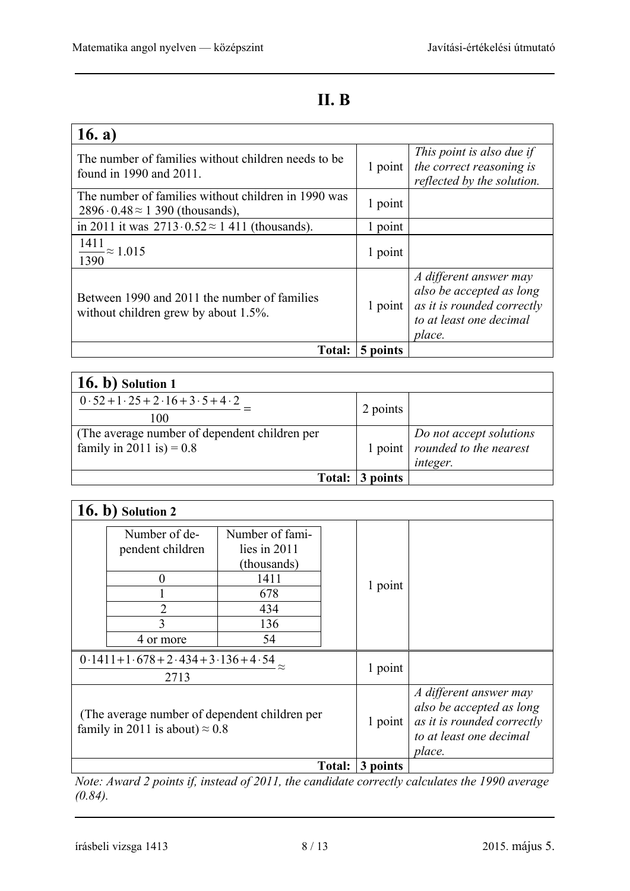## II. B

| 16. a) | | |
|---|---|---|
| The number of families without children needs to be found in 1990 and 2011. | 1 point | *This point is also due if the correct reasoning is reflected by the solution.* |
| The number of families without children in 1990 was $2896 \cdot 0.48 \approx 1\,390$ (thousands), | 1 point | |
| in 2011 it was $2713 \cdot 0.52 \approx 1\,411$ (thousands). | 1 point | |
| $\frac{1411}{1390} \approx 1.015$ | 1 point | |
| Between 1990 and 2011 the number of families without children grew by about 1.5%. | 1 point | *A different answer may also be accepted as long as it is rounded correctly to at least one decimal place.* |
| **Total:** | **5 points** | |

| 16. b) Solution 1 | | |
|---|---|---|
| $\frac{0 \cdot 52 + 1 \cdot 25 + 2 \cdot 16 + 3 \cdot 5 + 4 \cdot 2}{100} =$ | 2 points | |
| (The average number of dependent children per family in 2011 is) = 0.8 | 1 point | *Do not accept solutions rounded to the nearest integer.* |
| **Total:** | **3 points** | |

**16. b) Solution 2**

| Number of dependent children | Number of families in 2011 (thousands) |
|---|---|
| 0 | 1411 |
| 1 | 678 |
| 2 | 434 |
| 3 | 136 |
| 4 or more | 54 |

(1 point)

| | | |
|---|---|---|
| $\frac{0 \cdot 1411 + 1 \cdot 678 + 2 \cdot 434 + 3 \cdot 136 + 4 \cdot 54}{2713} \approx$ | 1 point | |
| (The average number of dependent children per family in 2011 is about) $\approx 0.8$ | 1 point | *A different answer may also be accepted as long as it is rounded correctly to at least one decimal place.* |
| **Total:** | **3 points** | |

*Note: Award 2 points if, instead of 2011, the candidate correctly calculates the 1990 average (0.84).*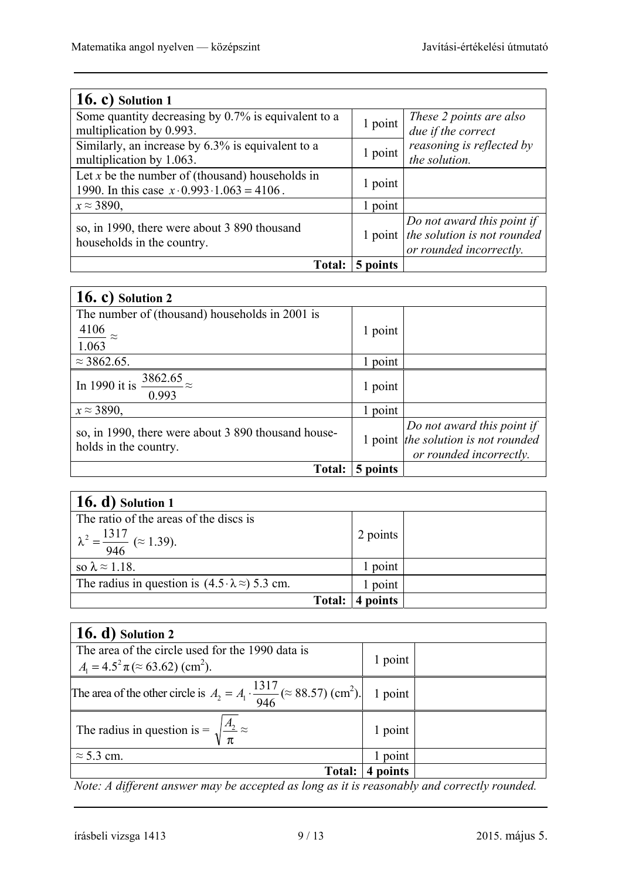| **16. c)** Solution 1 | | |
|---|---|---|
| Some quantity decreasing by 0.7% is equivalent to a multiplication by 0.993. | 1 point | *These 2 points are also due if the correct reasoning is reflected by the solution.* |
| Similarly, an increase by 6.3% is equivalent to a multiplication by 1.063. | 1 point | |
| Let $x$ be the number of (thousand) households in 1990. In this case $x \cdot 0.993 \cdot 1.063 = 4106$. | 1 point | |
| $x \approx 3890$, | 1 point | |
| so, in 1990, there were about 3 890 thousand households in the country. | 1 point | *Do not award this point if the solution is not rounded or rounded incorrectly.* |
| **Total:** | **5 points** | |

| **16. c)** Solution 2 | | |
|---|---|---|
| The number of (thousand) households in 2001 is $\frac{4106}{1.063} \approx$ | 1 point | |
| $\approx 3862.65$. | 1 point | |
| In 1990 it is $\frac{3862.65}{0.993} \approx$ | 1 point | |
| $x \approx 3890$, | 1 point | |
| so, in 1990, there were about 3 890 thousand households in the country. | 1 point | *Do not award this point if the solution is not rounded or rounded incorrectly.* |
| **Total:** | **5 points** | |

| **16. d)** Solution 1 | | |
|---|---|---|
| The ratio of the areas of the discs is $\lambda^2 = \frac{1317}{946}$ ($\approx 1.39$). | 2 points | |
| so $\lambda \approx 1.18$. | 1 point | |
| The radius in question is ($4.5 \cdot \lambda \approx$) 5.3 cm. | 1 point | |
| **Total:** | **4 points** | |

| **16. d)** Solution 2 | | |
|---|---|---|
| The area of the circle used for the 1990 data is $A_1 = 4.5^2\pi$ ($\approx 63.62$) (cm$^2$). | 1 point | |
| The area of the other circle is $A_2 = A_1 \cdot \frac{1317}{946}$ ($\approx 88.57$) (cm$^2$). | 1 point | |
| The radius in question is $= \sqrt{\frac{A_2}{\pi}} \approx$ | 1 point | |
| $\approx 5.3$ cm. | 1 point | |
| **Total:** | **4 points** | |

*Note: A different answer may be accepted as long as it is reasonably and correctly rounded.*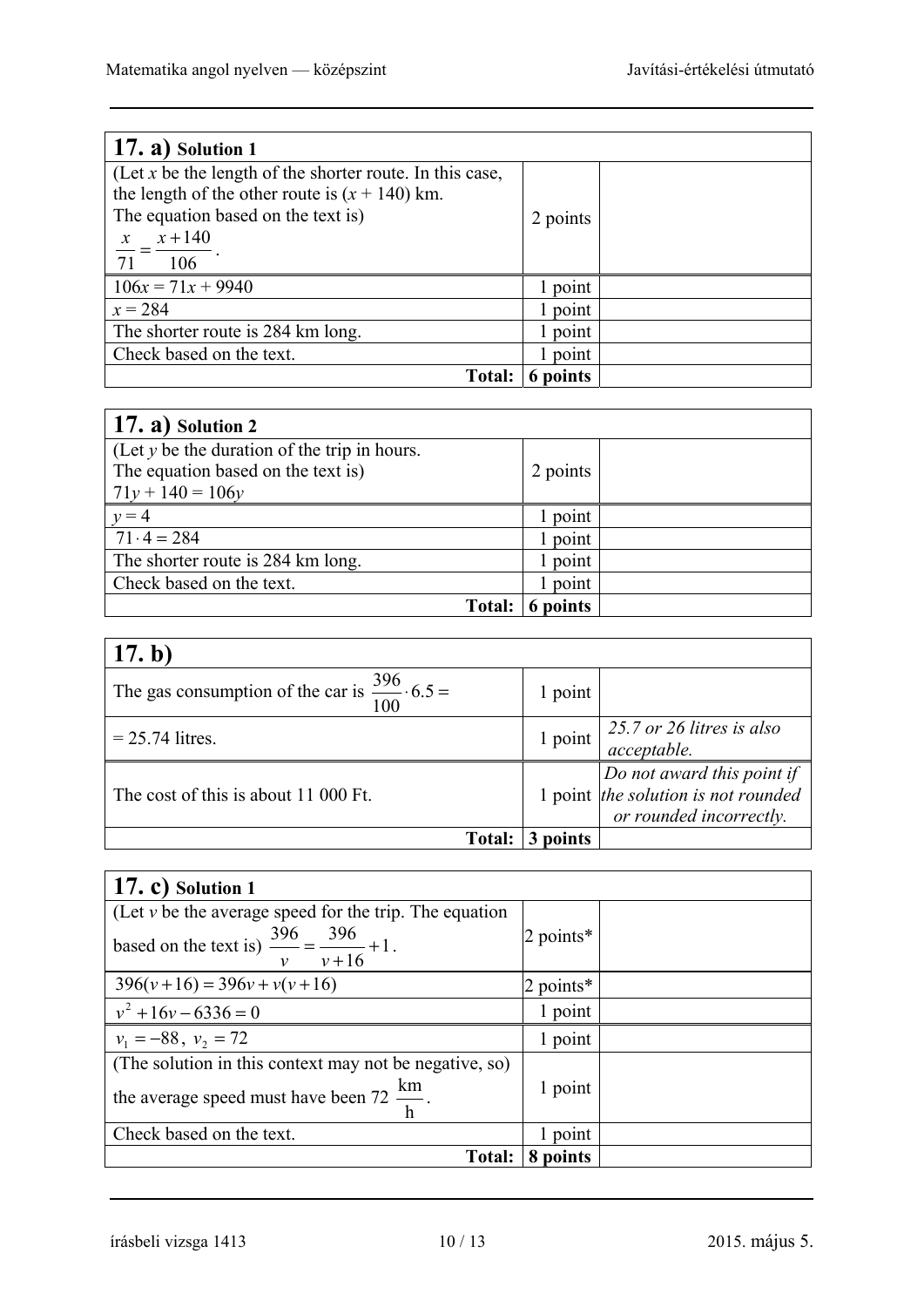| **17. a)** Solution 1 | | |
|---|---|---|
| (Let $x$ be the length of the shorter route. In this case, the length of the other route is $(x + 140)$ km. The equation based on the text is) $\frac{x}{71} = \frac{x+140}{106}$. | 2 points | |
| $106x = 71x + 9940$ | 1 point | |
| $x = 284$ | 1 point | |
| The shorter route is 284 km long. | 1 point | |
| Check based on the text. | 1 point | |
| **Total:** | **6 points** | |

| **17. a)** Solution 2 | | |
|---|---|---|
| (Let $y$ be the duration of the trip in hours. The equation based on the text is) $71y + 140 = 106y$ | 2 points | |
| $y = 4$ | 1 point | |
| $71 \cdot 4 = 284$ | 1 point | |
| The shorter route is 284 km long. | 1 point | |
| Check based on the text. | 1 point | |
| **Total:** | **6 points** | |

| **17. b)** | | |
|---|---|---|
| The gas consumption of the car is $\frac{396}{100} \cdot 6.5 =$ | 1 point | |
| = 25.74 litres. | 1 point | *25.7 or 26 litres is also acceptable.* |
| The cost of this is about 11 000 Ft. | 1 point | *Do not award this point if the solution is not rounded or rounded incorrectly.* |
| **Total:** | **3 points** | |

| **17. c)** Solution 1 | | |
|---|---|---|
| (Let $v$ be the average speed for the trip. The equation based on the text is) $\frac{396}{v} = \frac{396}{v+16} + 1$. | 2 points* | |
| $396(v+16) = 396v + v(v+16)$ | 2 points* | |
| $v^2 + 16v - 6336 = 0$ | 1 point | |
| $v_1 = -88,\ v_2 = 72$ | 1 point | |
| (The solution in this context may not be negative, so) the average speed must have been 72 $\frac{\text{km}}{\text{h}}$. | 1 point | |
| Check based on the text. | 1 point | |
| **Total:** | **8 points** | |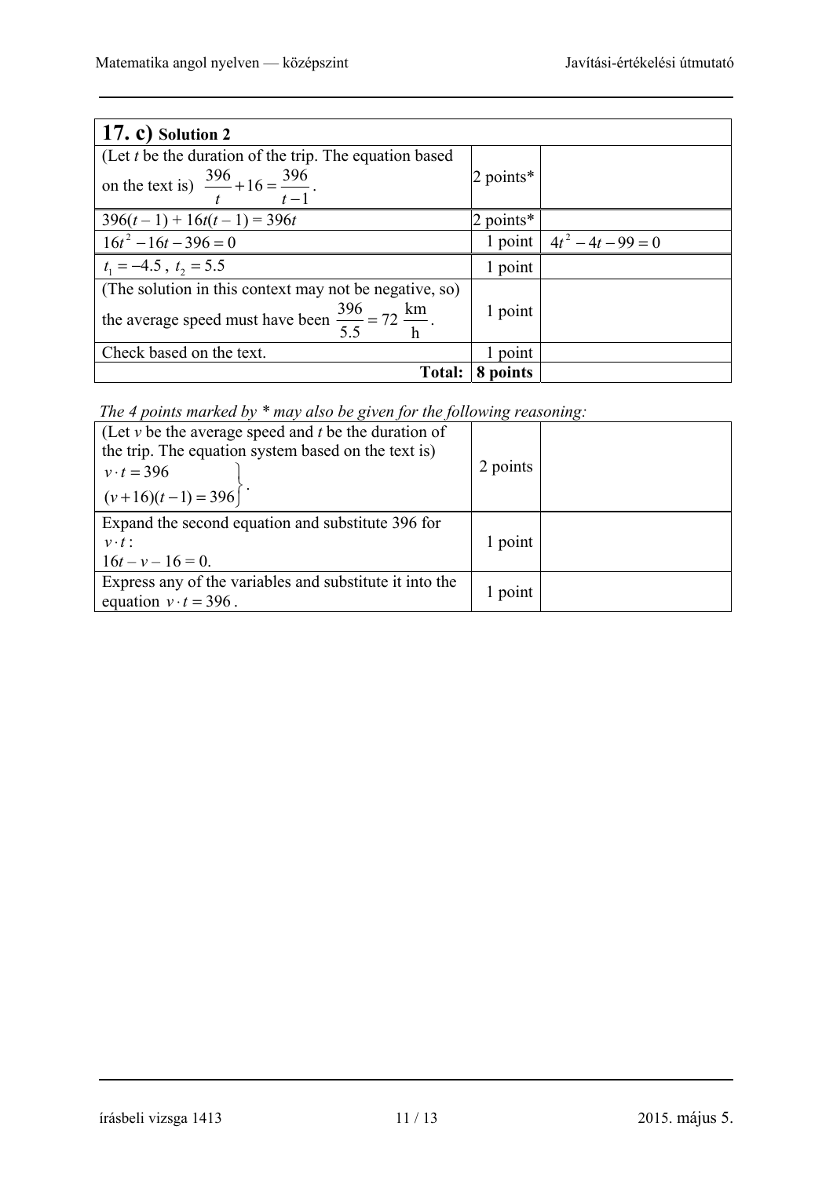| **17. c)** **Solution 2** | | |
|---|---|---|
| (Let $t$ be the duration of the trip. The equation based on the text is) $\frac{396}{t}+16=\frac{396}{t-1}$. | 2 points* | |
| $396(t-1)+16t(t-1)=396t$ | 2 points* | |
| $16t^2-16t-396=0$ | 1 point | $4t^2-4t-99=0$ |
| $t_1=-4.5$, $t_2=5.5$ | 1 point | |
| (The solution in this context may not be negative, so) the average speed must have been $\frac{396}{5.5}=72\ \frac{\text{km}}{\text{h}}$. | 1 point | |
| Check based on the text. | 1 point | |
| **Total:** | **8 points** | |

*The 4 points marked by \* may also be given for the following reasoning:*

| | | |
|---|---|---|
| (Let $v$ be the average speed and $t$ be the duration of the trip. The equation system based on the text is) $\left.\begin{aligned} v\cdot t&=396 \\ (v+16)(t-1)&=396 \end{aligned}\right\}$. | 2 points | |
| Expand the second equation and substitute 396 for $v\cdot t$: $16t-v-16=0$. | 1 point | |
| Express any of the variables and substitute it into the equation $v\cdot t=396$. | 1 point | |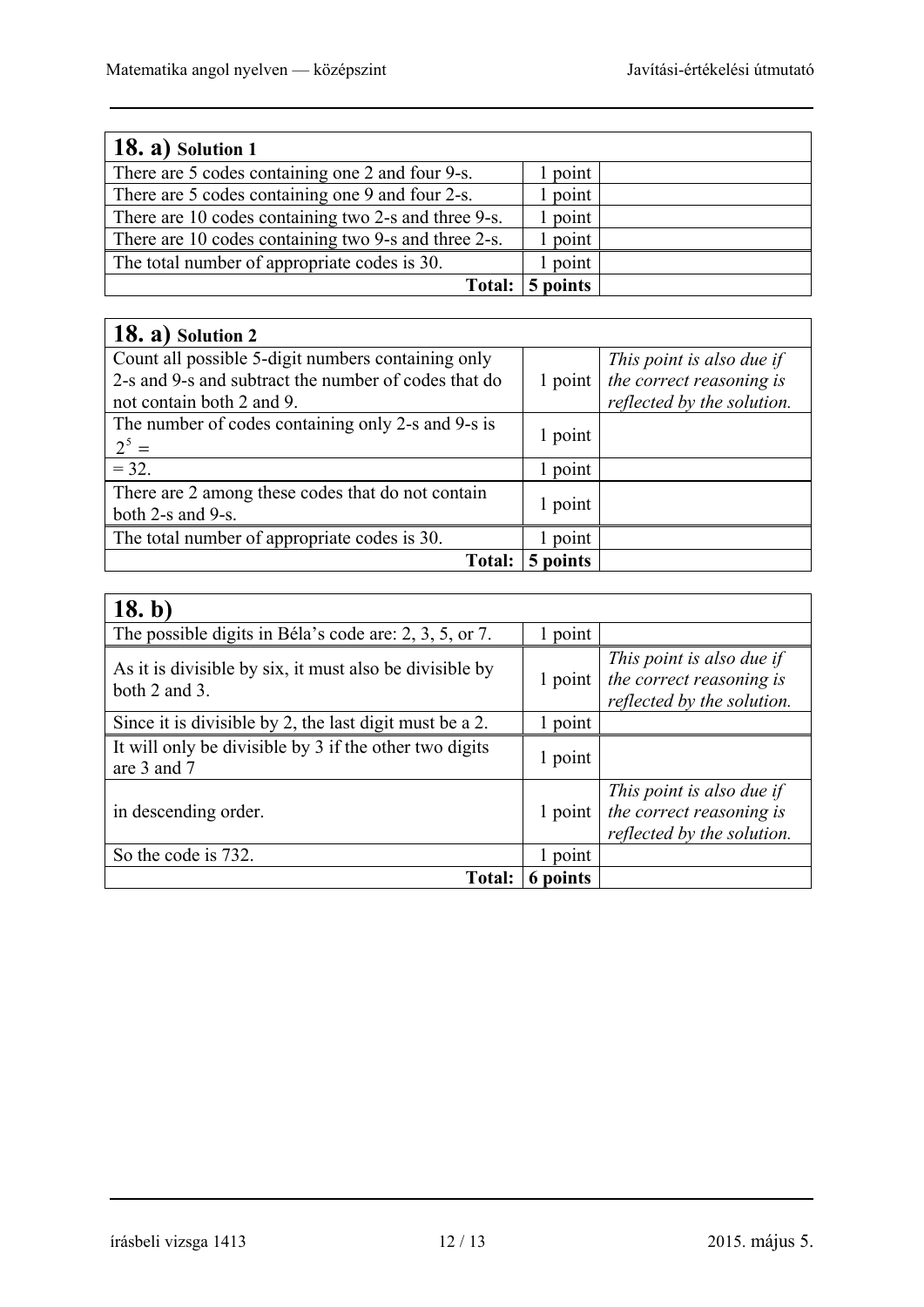| **18. a)** Solution 1 | | |
|---|---|---|
| There are 5 codes containing one 2 and four 9-s. | 1 point | |
| There are 5 codes containing one 9 and four 2-s. | 1 point | |
| There are 10 codes containing two 2-s and three 9-s. | 1 point | |
| There are 10 codes containing two 9-s and three 2-s. | 1 point | |
| The total number of appropriate codes is 30. | 1 point | |
| **Total:** | **5 points** | |

| **18. a)** Solution 2 | | |
|---|---|---|
| Count all possible 5-digit numbers containing only 2-s and 9-s and subtract the number of codes that do not contain both 2 and 9. | 1 point | *This point is also due if the correct reasoning is reflected by the solution.* |
| The number of codes containing only 2-s and 9-s is $2^5 =$ | 1 point | |
| $= 32$. | 1 point | |
| There are 2 among these codes that do not contain both 2-s and 9-s. | 1 point | |
| The total number of appropriate codes is 30. | 1 point | |
| **Total:** | **5 points** | |

| **18. b)** | | |
|---|---|---|
| The possible digits in Béla's code are: 2, 3, 5, or 7. | 1 point | |
| As it is divisible by six, it must also be divisible by both 2 and 3. | 1 point | *This point is also due if the correct reasoning is reflected by the solution.* |
| Since it is divisible by 2, the last digit must be a 2. | 1 point | |
| It will only be divisible by 3 if the other two digits are 3 and 7 | 1 point | |
| in descending order. | 1 point | *This point is also due if the correct reasoning is reflected by the solution.* |
| So the code is 732. | 1 point | |
| **Total:** | **6 points** | |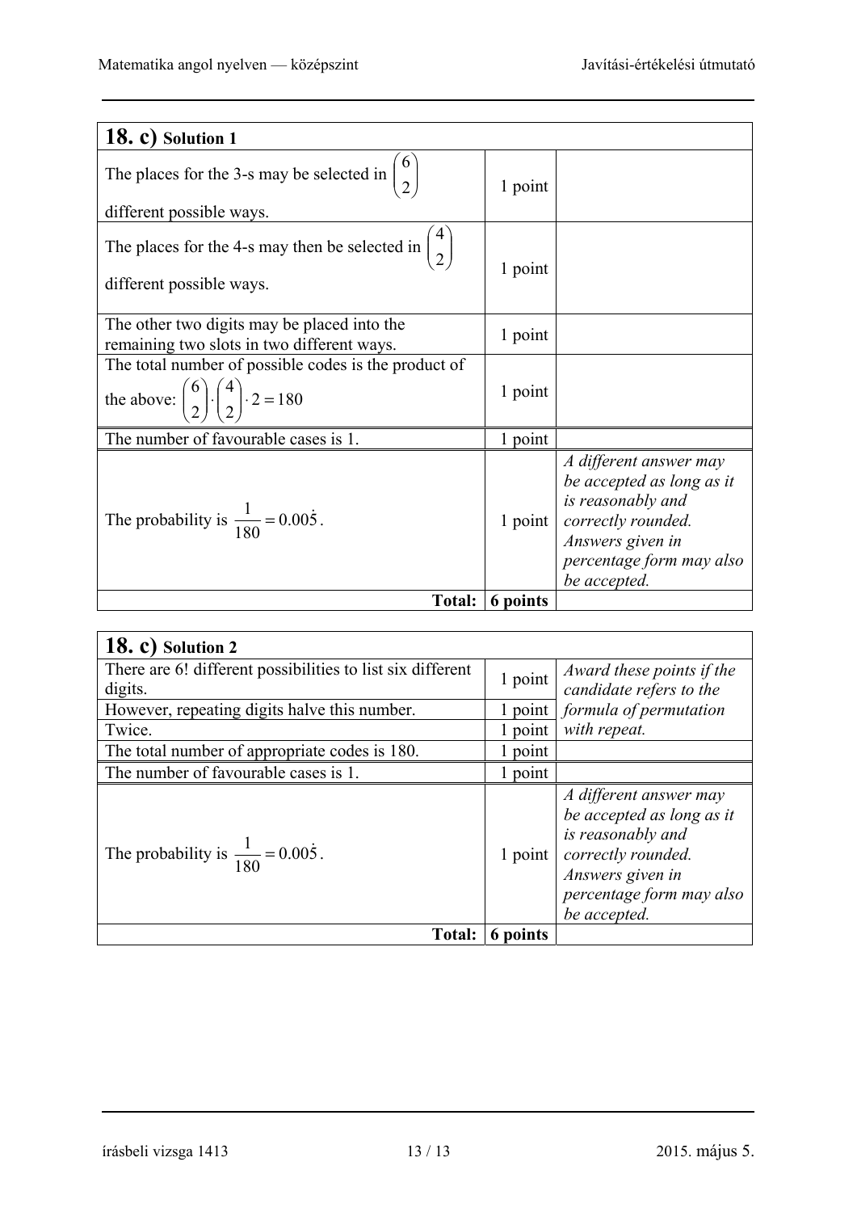| **18. c)** **Solution 1** | | |
|---|---|---|
| The places for the 3-s may be selected in $\binom{6}{2}$ different possible ways. | 1 point | |
| The places for the 4-s may then be selected in $\binom{4}{2}$ different possible ways. | 1 point | |
| The other two digits may be placed into the remaining two slots in two different ways. | 1 point | |
| The total number of possible codes is the product of the above: $\binom{6}{2} \cdot \binom{4}{2} \cdot 2 = 180$ | 1 point | |
| The number of favourable cases is 1. | 1 point | |
| The probability is $\frac{1}{180} = 0.00\dot{5}$. | 1 point | *A different answer may be accepted as long as it is reasonably and correctly rounded. Answers given in percentage form may also be accepted.* |
| **Total:** | **6 points** | |

| **18. c)** **Solution 2** | | |
|---|---|---|
| There are 6! different possibilities to list six different digits. | 1 point | *Award these points if the candidate refers to the formula of permutation with repeat.* |
| However, repeating digits halve this number. | 1 point | |
| Twice. | 1 point | |
| The total number of appropriate codes is 180. | 1 point | |
| The number of favourable cases is 1. | 1 point | |
| The probability is $\frac{1}{180} = 0.00\dot{5}$. | 1 point | *A different answer may be accepted as long as it is reasonably and correctly rounded. Answers given in percentage form may also be accepted.* |
| **Total:** | **6 points** | |